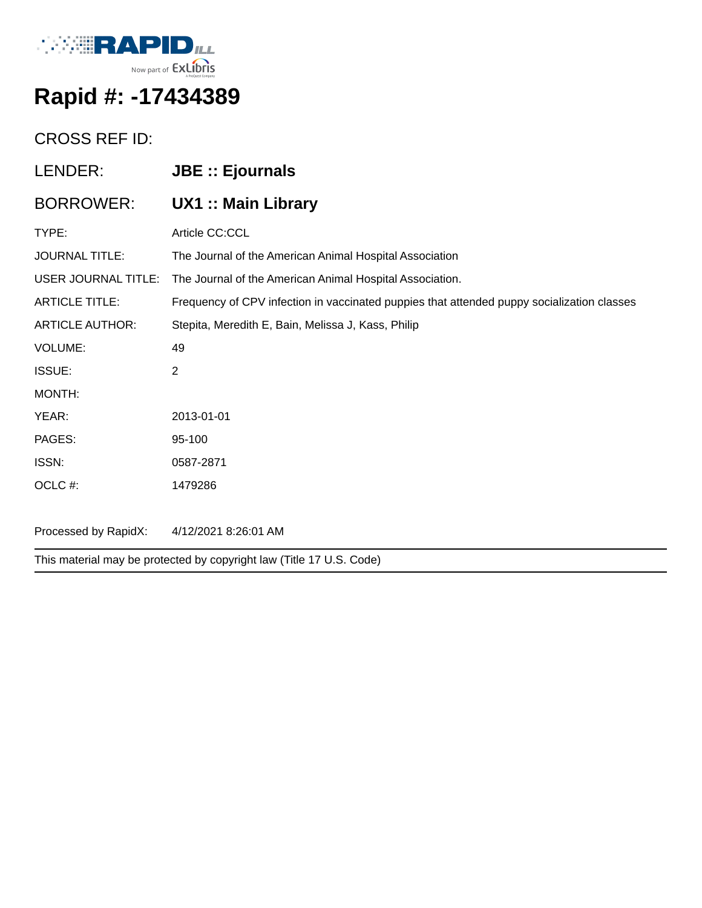RAPID ILL
Now part of ExLibris

# Rapid #: -17434389

CROSS REF ID:

| | |
|---|---|
| LENDER: | **JBE :: Ejournals** |
| BORROWER: | **UX1 :: Main Library** |
| TYPE: | Article CC:CCL |
| JOURNAL TITLE: | The Journal of the American Animal Hospital Association |
| USER JOURNAL TITLE: | The Journal of the American Animal Hospital Association. |
| ARTICLE TITLE: | Frequency of CPV infection in vaccinated puppies that attended puppy socialization classes |
| ARTICLE AUTHOR: | Stepita, Meredith E, Bain, Melissa J, Kass, Philip |
| VOLUME: | 49 |
| ISSUE: | 2 |
| MONTH: | |
| YEAR: | 2013-01-01 |
| PAGES: | 95-100 |
| ISSN: | 0587-2871 |
| OCLC #: | 1479286 |

Processed by RapidX: 4/12/2021 8:26:01 AM

---

This material may be protected by copyright law (Title 17 U.S. Code)

---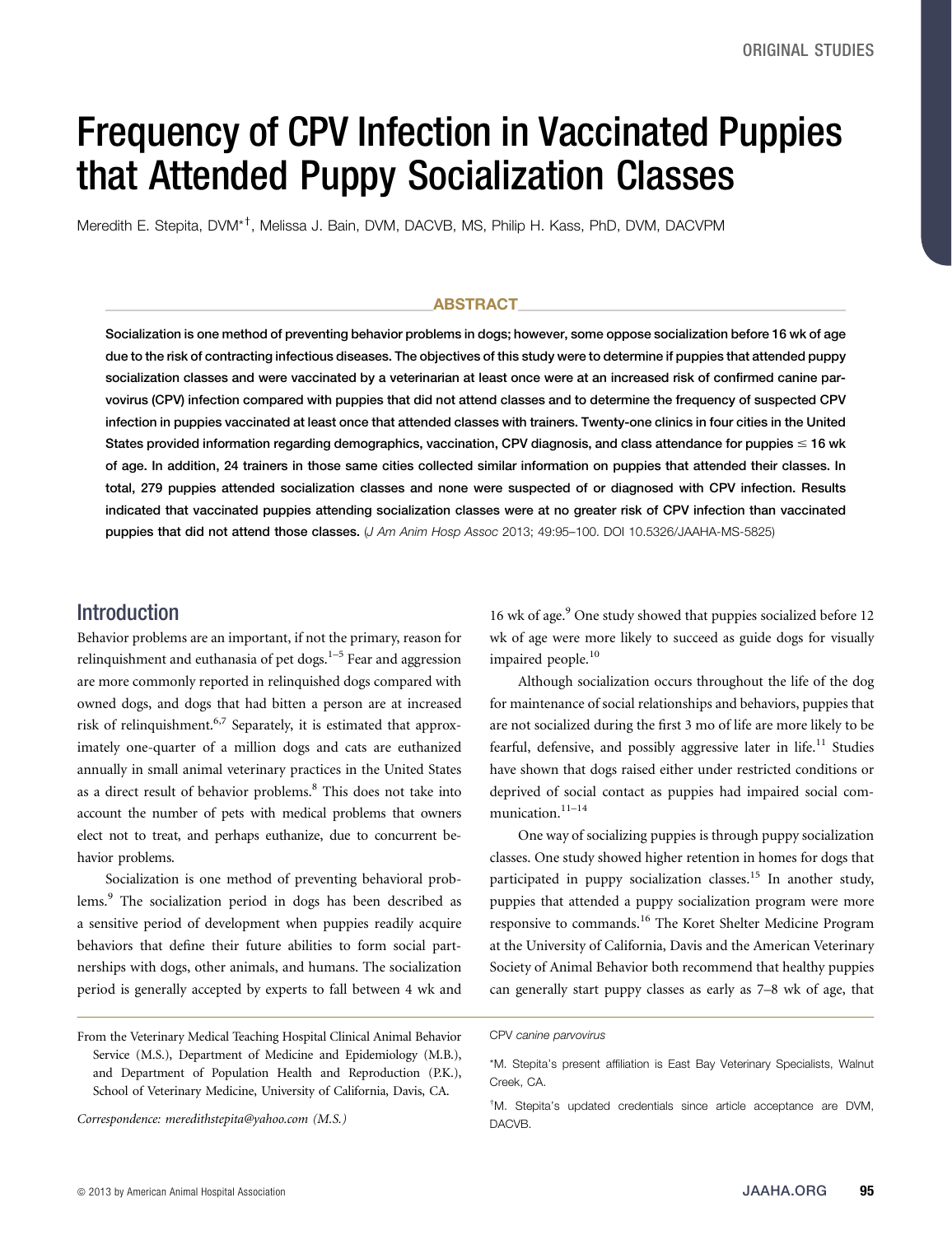# Frequency of CPV Infection in Vaccinated Puppies that Attended Puppy Socialization Classes

Meredith E. Stepita, DVM*†, Melissa J. Bain, DVM, DACVB, MS, Philip H. Kass, PhD, DVM, DACVPM

## ABSTRACT

**Socialization is one method of preventing behavior problems in dogs; however, some oppose socialization before 16 wk of age due to the risk of contracting infectious diseases. The objectives of this study were to determine if puppies that attended puppy socialization classes and were vaccinated by a veterinarian at least once were at an increased risk of confirmed canine parvovirus (CPV) infection compared with puppies that did not attend classes and to determine the frequency of suspected CPV infection in puppies vaccinated at least once that attended classes with trainers. Twenty-one clinics in four cities in the United States provided information regarding demographics, vaccination, CPV diagnosis, and class attendance for puppies ≤ 16 wk of age. In addition, 24 trainers in those same cities collected similar information on puppies that attended their classes. In total, 279 puppies attended socialization classes and none were suspected of or diagnosed with CPV infection. Results indicated that vaccinated puppies attending socialization classes were at no greater risk of CPV infection than vaccinated puppies that did not attend those classes.** (*J Am Anim Hosp Assoc* 2013; 49:95–100. DOI 10.5326/JAAHA-MS-5825)

## Introduction

Behavior problems are an important, if not the primary, reason for relinquishment and euthanasia of pet dogs.[1–5] Fear and aggression are more commonly reported in relinquished dogs compared with owned dogs, and dogs that had bitten a person are at increased risk of relinquishment.[6,7] Separately, it is estimated that approximately one-quarter of a million dogs and cats are euthanized annually in small animal veterinary practices in the United States as a direct result of behavior problems.[8] This does not take into account the number of pets with medical problems that owners elect not to treat, and perhaps euthanize, due to concurrent behavior problems.

Socialization is one method of preventing behavioral problems.[9] The socialization period in dogs has been described as a sensitive period of development when puppies readily acquire behaviors that define their future abilities to form social partnerships with dogs, other animals, and humans. The socialization period is generally accepted by experts to fall between 4 wk and 16 wk of age.[9] One study showed that puppies socialized before 12 wk of age were more likely to succeed as guide dogs for visually impaired people.[10]

Although socialization occurs throughout the life of the dog for maintenance of social relationships and behaviors, puppies that are not socialized during the first 3 mo of life are more likely to be fearful, defensive, and possibly aggressive later in life.[11] Studies have shown that dogs raised either under restricted conditions or deprived of social contact as puppies had impaired social communication.[11–14]

One way of socializing puppies is through puppy socialization classes. One study showed higher retention in homes for dogs that participated in puppy socialization classes.[15] In another study, puppies that attended a puppy socialization program were more responsive to commands.[16] The Koret Shelter Medicine Program at the University of California, Davis and the American Veterinary Society of Animal Behavior both recommend that healthy puppies can generally start puppy classes as early as 7–8 wk of age, that

From the Veterinary Medical Teaching Hospital Clinical Animal Behavior Service (M.S.), Department of Medicine and Epidemiology (M.B.), and Department of Population Health and Reproduction (P.K.), School of Veterinary Medicine, University of California, Davis, CA.

*Correspondence: meredithstepita@yahoo.com (M.S.)*

CPV *canine parvovirus*

*M. Stepita's present affiliation is East Bay Veterinary Specialists, Walnut Creek, CA.

†M. Stepita's updated credentials since article acceptance are DVM, DACVB.

© 2013 by American Animal Hospital Association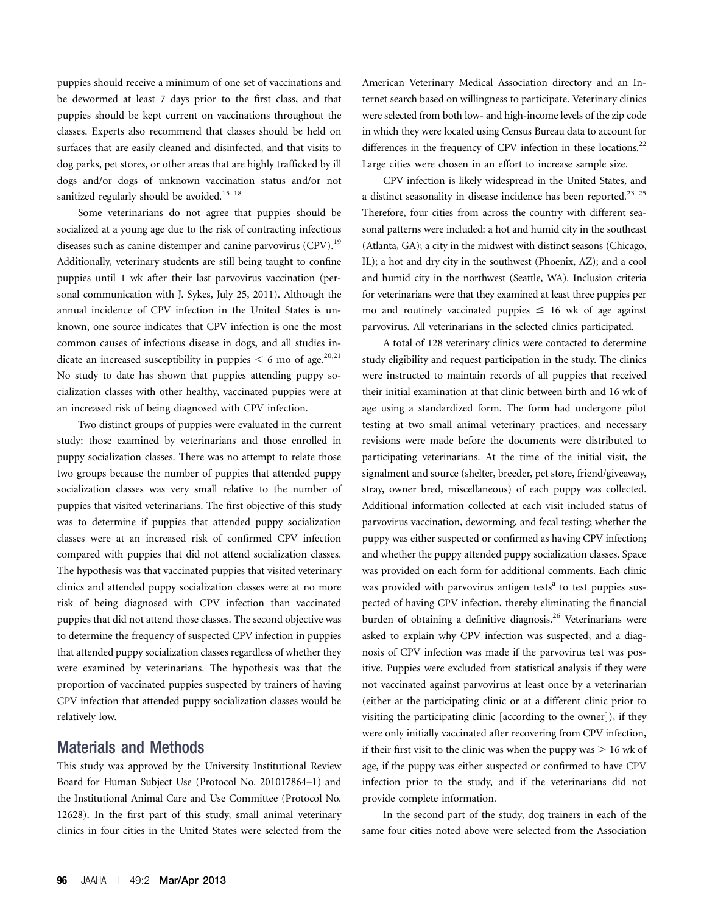puppies should receive a minimum of one set of vaccinations and be dewormed at least 7 days prior to the first class, and that puppies should be kept current on vaccinations throughout the classes. Experts also recommend that classes should be held on surfaces that are easily cleaned and disinfected, and that visits to dog parks, pet stores, or other areas that are highly trafficked by ill dogs and/or dogs of unknown vaccination status and/or not sanitized regularly should be avoided.[15–18]

Some veterinarians do not agree that puppies should be socialized at a young age due to the risk of contracting infectious diseases such as canine distemper and canine parvovirus (CPV).[19] Additionally, veterinary students are still being taught to confine puppies until 1 wk after their last parvovirus vaccination (personal communication with J. Sykes, July 25, 2011). Although the annual incidence of CPV infection in the United States is unknown, one source indicates that CPV infection is one the most common causes of infectious disease in dogs, and all studies indicate an increased susceptibility in puppies < 6 mo of age.[20,21] No study to date has shown that puppies attending puppy socialization classes with other healthy, vaccinated puppies were at an increased risk of being diagnosed with CPV infection.

Two distinct groups of puppies were evaluated in the current study: those examined by veterinarians and those enrolled in puppy socialization classes. There was no attempt to relate those two groups because the number of puppies that attended puppy socialization classes was very small relative to the number of puppies that visited veterinarians. The first objective of this study was to determine if puppies that attended puppy socialization classes were at an increased risk of confirmed CPV infection compared with puppies that did not attend socialization classes. The hypothesis was that vaccinated puppies that visited veterinary clinics and attended puppy socialization classes were at no more risk of being diagnosed with CPV infection than vaccinated puppies that did not attend those classes. The second objective was to determine the frequency of suspected CPV infection in puppies that attended puppy socialization classes regardless of whether they were examined by veterinarians. The hypothesis was that the proportion of vaccinated puppies suspected by trainers of having CPV infection that attended puppy socialization classes would be relatively low.

## Materials and Methods

This study was approved by the University Institutional Review Board for Human Subject Use (Protocol No. 201017864–1) and the Institutional Animal Care and Use Committee (Protocol No. 12628). In the first part of this study, small animal veterinary clinics in four cities in the United States were selected from the American Veterinary Medical Association directory and an Internet search based on willingness to participate. Veterinary clinics were selected from both low- and high-income levels of the zip code in which they were located using Census Bureau data to account for differences in the frequency of CPV infection in these locations.[22] Large cities were chosen in an effort to increase sample size.

CPV infection is likely widespread in the United States, and a distinct seasonality in disease incidence has been reported.[23–25] Therefore, four cities from across the country with different seasonal patterns were included: a hot and humid city in the southeast (Atlanta, GA); a city in the midwest with distinct seasons (Chicago, IL); a hot and dry city in the southwest (Phoenix, AZ); and a cool and humid city in the northwest (Seattle, WA). Inclusion criteria for veterinarians were that they examined at least three puppies per mo and routinely vaccinated puppies ≤ 16 wk of age against parvovirus. All veterinarians in the selected clinics participated.

A total of 128 veterinary clinics were contacted to determine study eligibility and request participation in the study. The clinics were instructed to maintain records of all puppies that received their initial examination at that clinic between birth and 16 wk of age using a standardized form. The form had undergone pilot testing at two small animal veterinary practices, and necessary revisions were made before the documents were distributed to participating veterinarians. At the time of the initial visit, the signalment and source (shelter, breeder, pet store, friend/giveaway, stray, owner bred, miscellaneous) of each puppy was collected. Additional information collected at each visit included status of parvovirus vaccination, deworming, and fecal testing; whether the puppy was either suspected or confirmed as having CPV infection; and whether the puppy attended puppy socialization classes. Space was provided on each form for additional comments. Each clinic was provided with parvovirus antigen tests[a] to test puppies suspected of having CPV infection, thereby eliminating the financial burden of obtaining a definitive diagnosis.[26] Veterinarians were asked to explain why CPV infection was suspected, and a diagnosis of CPV infection was made if the parvovirus test was positive. Puppies were excluded from statistical analysis if they were not vaccinated against parvovirus at least once by a veterinarian (either at the participating clinic or at a different clinic prior to visiting the participating clinic [according to the owner]), if they were only initially vaccinated after recovering from CPV infection, if their first visit to the clinic was when the puppy was > 16 wk of age, if the puppy was either suspected or confirmed to have CPV infection prior to the study, and if the veterinarians did not provide complete information.

In the second part of the study, dog trainers in each of the same four cities noted above were selected from the Association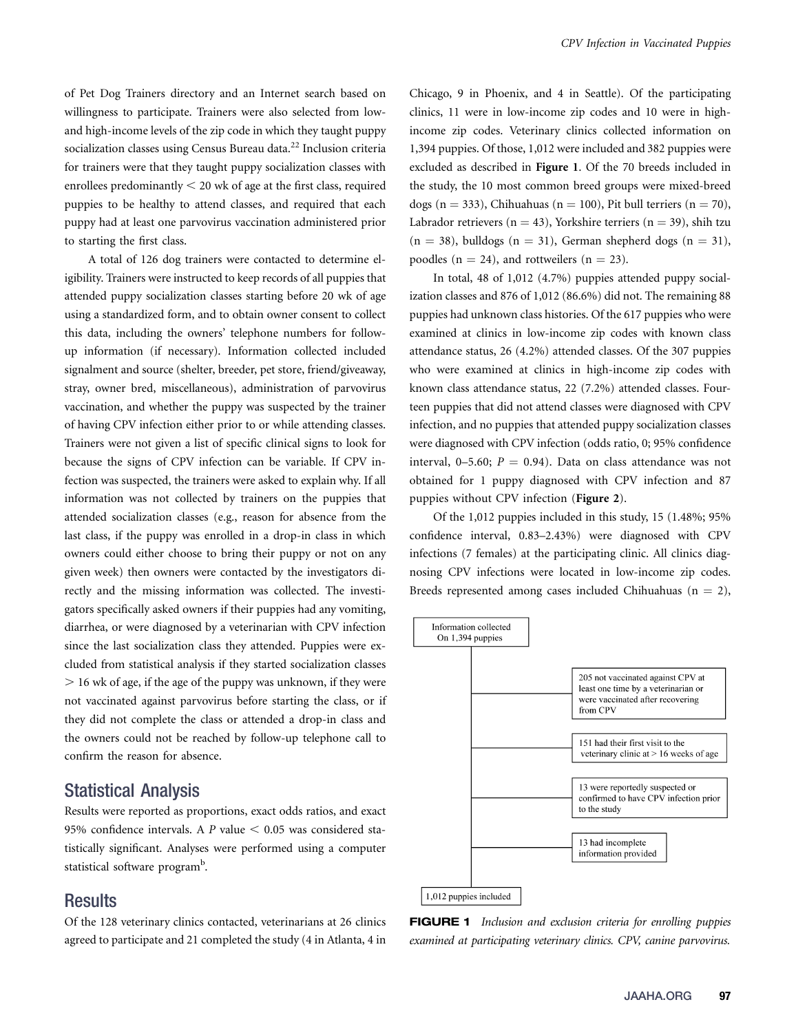of Pet Dog Trainers directory and an Internet search based on willingness to participate. Trainers were also selected from low- and high-income levels of the zip code in which they taught puppy socialization classes using Census Bureau data.[22] Inclusion criteria for trainers were that they taught puppy socialization classes with enrollees predominantly < 20 wk of age at the first class, required puppies to be healthy to attend classes, and required that each puppy had at least one parvovirus vaccination administered prior to starting the first class.

A total of 126 dog trainers were contacted to determine eligibility. Trainers were instructed to keep records of all puppies that attended puppy socialization classes starting before 20 wk of age using a standardized form, and to obtain owner consent to collect this data, including the owners' telephone numbers for follow-up information (if necessary). Information collected included signalment and source (shelter, breeder, pet store, friend/giveaway, stray, owner bred, miscellaneous), administration of parvovirus vaccination, and whether the puppy was suspected by the trainer of having CPV infection either prior to or while attending classes. Trainers were not given a list of specific clinical signs to look for because the signs of CPV infection can be variable. If CPV infection was suspected, the trainers were asked to explain why. If all information was not collected by trainers on the puppies that attended socialization classes (e.g., reason for absence from the last class, if the puppy was enrolled in a drop-in class in which owners could either choose to bring their puppy or not on any given week) then owners were contacted by the investigators directly and the missing information was collected. The investigators specifically asked owners if their puppies had any vomiting, diarrhea, or were diagnosed by a veterinarian with CPV infection since the last socialization class they attended. Puppies were excluded from statistical analysis if they started socialization classes > 16 wk of age, if the age of the puppy was unknown, if they were not vaccinated against parvovirus before starting the class, or if they did not complete the class or attended a drop-in class and the owners could not be reached by follow-up telephone call to confirm the reason for absence.

## Statistical Analysis

Results were reported as proportions, exact odds ratios, and exact 95% confidence intervals. A $P$ value $< 0.05$ was considered statistically significant. Analyses were performed using a computer statistical software program[b].

## Results

Of the 128 veterinary clinics contacted, veterinarians at 26 clinics agreed to participate and 21 completed the study (4 in Atlanta, 4 in Chicago, 9 in Phoenix, and 4 in Seattle). Of the participating clinics, 11 were in low-income zip codes and 10 were in high-income zip codes. Veterinary clinics collected information on 1,394 puppies. Of those, 1,012 were included and 382 puppies were excluded as described in **Figure 1**. Of the 70 breeds included in the study, the 10 most common breed groups were mixed-breed dogs (n = 333), Chihuahuas (n = 100), Pit bull terriers (n = 70), Labrador retrievers (n = 43), Yorkshire terriers (n = 39), shih tzu (n = 38), bulldogs (n = 31), German shepherd dogs (n = 31), poodles (n = 24), and rottweilers (n = 23).

In total, 48 of 1,012 (4.7%) puppies attended puppy socialization classes and 876 of 1,012 (86.6%) did not. The remaining 88 puppies had unknown class histories. Of the 617 puppies who were examined at clinics in low-income zip codes with known class attendance status, 26 (4.2%) attended classes. Of the 307 puppies who were examined at clinics in high-income zip codes with known class attendance status, 22 (7.2%) attended classes. Fourteen puppies that did not attend classes were diagnosed with CPV infection, and no puppies that attended puppy socialization classes were diagnosed with CPV infection (odds ratio, 0; 95% confidence interval, 0–5.60; $P = 0.94$). Data on class attendance was not obtained for 1 puppy diagnosed with CPV infection and 87 puppies without CPV infection (**Figure 2**).

Of the 1,012 puppies included in this study, 15 (1.48%; 95% confidence interval, 0.83–2.43%) were diagnosed with CPV infections (7 females) at the participating clinic. All clinics diagnosing CPV infections were located in low-income zip codes. Breeds represented among cases included Chihuahuas (n = 2),

Information collected On 1,394 puppies

205 not vaccinated against CPV at least one time by a veterinarian or were vaccinated after recovering from CPV

151 had their first visit to the veterinary clinic at > 16 weeks of age

13 were reportedly suspected or confirmed to have CPV infection prior to the study

13 had incomplete information provided

1,012 puppies included

**FIGURE 1** *Inclusion and exclusion criteria for enrolling puppies examined at participating veterinary clinics. CPV, canine parvovirus.*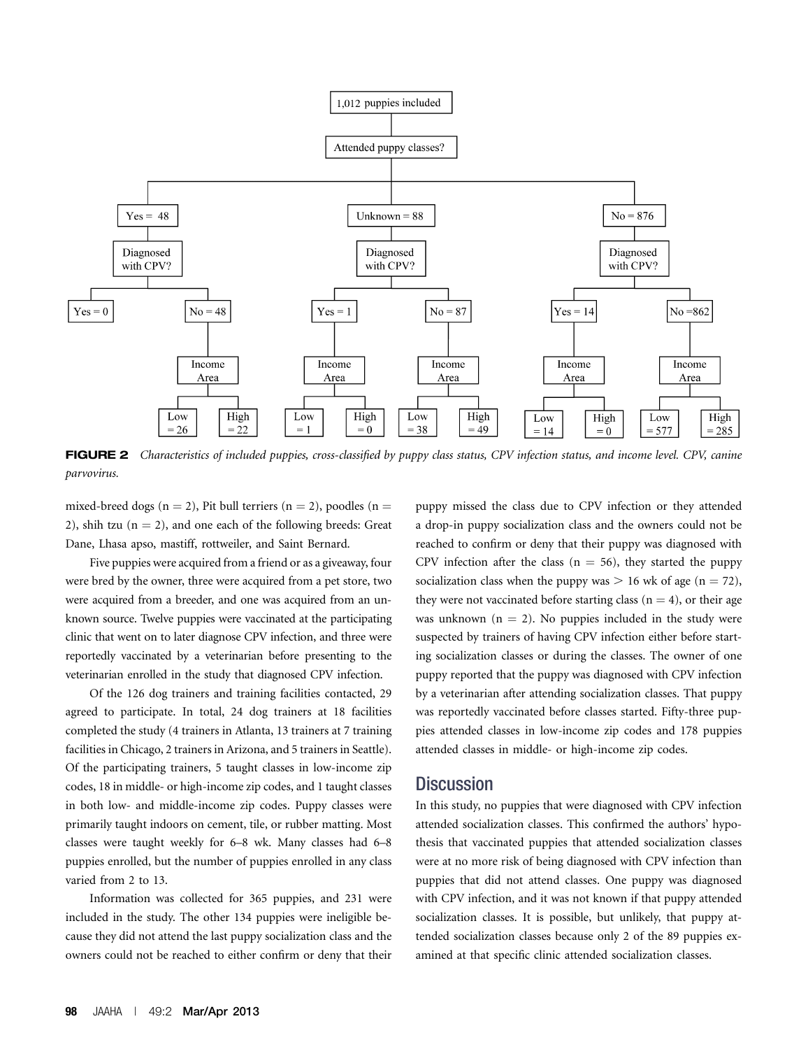- 1,012 puppies included
  - Attended puppy classes?
    - Yes = 48
      - Diagnosed with CPV?
        - Yes = 0
        - No = 48
          - Income Area
            - Low = 26
            - High = 22
    - Unknown = 88
      - Diagnosed with CPV?
        - Yes = 1
          - Income Area
            - Low = 1
            - High = 0
        - No = 87
          - Income Area
            - Low = 38
            - High = 49
    - No = 876
      - Diagnosed with CPV?
        - Yes = 14
          - Income Area
            - Low = 14
            - High = 0
        - No = 862
          - Income Area
            - Low = 577
            - High = 285

**FIGURE 2** *Characteristics of included puppies, cross-classified by puppy class status, CPV infection status, and income level. CPV, canine parvovirus.*

mixed-breed dogs (n = 2), Pit bull terriers (n = 2), poodles (n = 2), shih tzu (n = 2), and one each of the following breeds: Great Dane, Lhasa apso, mastiff, rottweiler, and Saint Bernard.

Five puppies were acquired from a friend or as a giveaway, four were bred by the owner, three were acquired from a pet store, two were acquired from a breeder, and one was acquired from an unknown source. Twelve puppies were vaccinated at the participating clinic that went on to later diagnose CPV infection, and three were reportedly vaccinated by a veterinarian before presenting to the veterinarian enrolled in the study that diagnosed CPV infection.

Of the 126 dog trainers and training facilities contacted, 29 agreed to participate. In total, 24 dog trainers at 18 facilities completed the study (4 trainers in Atlanta, 13 trainers at 7 training facilities in Chicago, 2 trainers in Arizona, and 5 trainers in Seattle). Of the participating trainers, 5 taught classes in low-income zip codes, 18 in middle- or high-income zip codes, and 1 taught classes in both low- and middle-income zip codes. Puppy classes were primarily taught indoors on cement, tile, or rubber matting. Most classes were taught weekly for 6–8 wk. Many classes had 6–8 puppies enrolled, but the number of puppies enrolled in any class varied from 2 to 13.

Information was collected for 365 puppies, and 231 were included in the study. The other 134 puppies were ineligible because they did not attend the last puppy socialization class and the owners could not be reached to either confirm or deny that their puppy missed the class due to CPV infection or they attended a drop-in puppy socialization class and the owners could not be reached to confirm or deny that their puppy was diagnosed with CPV infection after the class (n = 56), they started the puppy socialization class when the puppy was > 16 wk of age (n = 72), they were not vaccinated before starting class (n = 4), or their age was unknown (n = 2). No puppies included in the study were suspected by trainers of having CPV infection either before starting socialization classes or during the classes. The owner of one puppy reported that the puppy was diagnosed with CPV infection by a veterinarian after attending socialization classes. That puppy was reportedly vaccinated before classes started. Fifty-three puppies attended classes in low-income zip codes and 178 puppies attended classes in middle- or high-income zip codes.

## Discussion

In this study, no puppies that were diagnosed with CPV infection attended socialization classes. This confirmed the authors' hypothesis that vaccinated puppies that attended socialization classes were at no more risk of being diagnosed with CPV infection than puppies that did not attend classes. One puppy was diagnosed with CPV infection, and it was not known if that puppy attended socialization classes. It is possible, but unlikely, that puppy attended socialization classes because only 2 of the 89 puppies examined at that specific clinic attended socialization classes.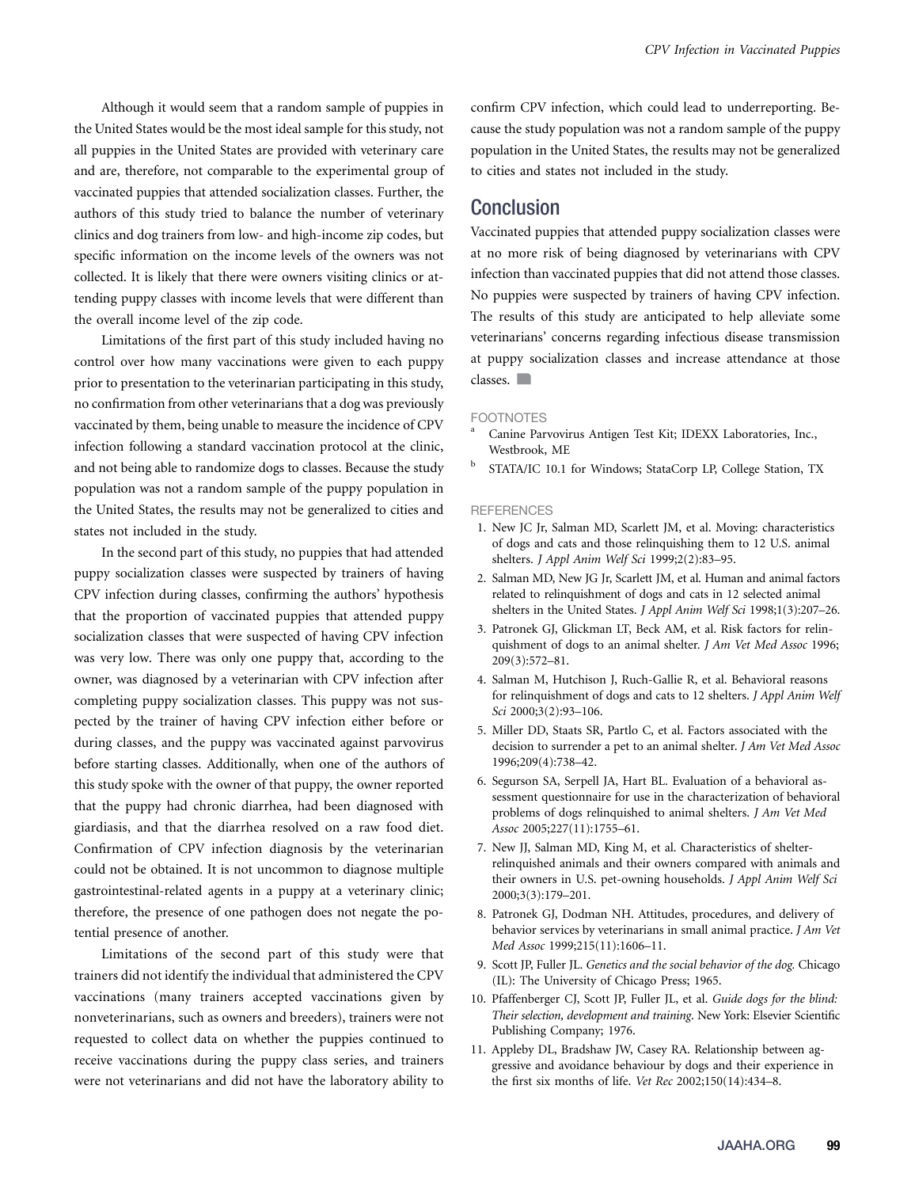Although it would seem that a random sample of puppies in the United States would be the most ideal sample for this study, not all puppies in the United States are provided with veterinary care and are, therefore, not comparable to the experimental group of vaccinated puppies that attended socialization classes. Further, the authors of this study tried to balance the number of veterinary clinics and dog trainers from low- and high-income zip codes, but specific information on the income levels of the owners was not collected. It is likely that there were owners visiting clinics or attending puppy classes with income levels that were different than the overall income level of the zip code.

Limitations of the first part of this study included having no control over how many vaccinations were given to each puppy prior to presentation to the veterinarian participating in this study, no confirmation from other veterinarians that a dog was previously vaccinated by them, being unable to measure the incidence of CPV infection following a standard vaccination protocol at the clinic, and not being able to randomize dogs to classes. Because the study population was not a random sample of the puppy population in the United States, the results may not be generalized to cities and states not included in the study.

In the second part of this study, no puppies that had attended puppy socialization classes were suspected by trainers of having CPV infection during classes, confirming the authors' hypothesis that the proportion of vaccinated puppies that attended puppy socialization classes that were suspected of having CPV infection was very low. There was only one puppy that, according to the owner, was diagnosed by a veterinarian with CPV infection after completing puppy socialization classes. This puppy was not suspected by the trainer of having CPV infection either before or during classes, and the puppy was vaccinated against parvovirus before starting classes. Additionally, when one of the authors of this study spoke with the owner of that puppy, the owner reported that the puppy had chronic diarrhea, had been diagnosed with giardiasis, and that the diarrhea resolved on a raw food diet. Confirmation of CPV infection diagnosis by the veterinarian could not be obtained. It is not uncommon to diagnose multiple gastrointestinal-related agents in a puppy at a veterinary clinic; therefore, the presence of one pathogen does not negate the potential presence of another.

Limitations of the second part of this study were that trainers did not identify the individual that administered the CPV vaccinations (many trainers accepted vaccinations given by nonveterinarians, such as owners and breeders), trainers were not requested to collect data on whether the puppies continued to receive vaccinations during the puppy class series, and trainers were not veterinarians and did not have the laboratory ability to confirm CPV infection, which could lead to underreporting. Because the study population was not a random sample of the puppy population in the United States, the results may not be generalized to cities and states not included in the study.

## Conclusion

Vaccinated puppies that attended puppy socialization classes were at no more risk of being diagnosed by veterinarians with CPV infection than vaccinated puppies that did not attend those classes. No puppies were suspected by trainers of having CPV infection. The results of this study are anticipated to help alleviate some veterinarians' concerns regarding infectious disease transmission at puppy socialization classes and increase attendance at those classes.

### FOOTNOTES

[a] Canine Parvovirus Antigen Test Kit; IDEXX Laboratories, Inc., Westbrook, ME

[b] STATA/IC 10.1 for Windows; StataCorp LP, College Station, TX

### REFERENCES

1. New JC Jr, Salman MD, Scarlett JM, et al. Moving: characteristics of dogs and cats and those relinquishing them to 12 U.S. animal shelters. *J Appl Anim Welf Sci* 1999;2(2):83–95.
2. Salman MD, New JG Jr, Scarlett JM, et al. Human and animal factors related to relinquishment of dogs and cats in 12 selected animal shelters in the United States. *J Appl Anim Welf Sci* 1998;1(3):207–26.
3. Patronek GJ, Glickman LT, Beck AM, et al. Risk factors for relinquishment of dogs to an animal shelter. *J Am Vet Med Assoc* 1996; 209(3):572–81.
4. Salman M, Hutchison J, Ruch-Gallie R, et al. Behavioral reasons for relinquishment of dogs and cats to 12 shelters. *J Appl Anim Welf Sci* 2000;3(2):93–106.
5. Miller DD, Staats SR, Partlo C, et al. Factors associated with the decision to surrender a pet to an animal shelter. *J Am Vet Med Assoc* 1996;209(4):738–42.
6. Segurson SA, Serpell JA, Hart BL. Evaluation of a behavioral assessment questionnaire for use in the characterization of behavioral problems of dogs relinquished to animal shelters. *J Am Vet Med Assoc* 2005;227(11):1755–61.
7. New JJ, Salman MD, King M, et al. Characteristics of shelter-relinquished animals and their owners compared with animals and their owners in U.S. pet-owning households. *J Appl Anim Welf Sci* 2000;3(3):179–201.
8. Patronek GJ, Dodman NH. Attitudes, procedures, and delivery of behavior services by veterinarians in small animal practice. *J Am Vet Med Assoc* 1999;215(11):1606–11.
9. Scott JP, Fuller JL. *Genetics and the social behavior of the dog.* Chicago (IL): The University of Chicago Press; 1965.
10. Pfaffenberger CJ, Scott JP, Fuller JL, et al. *Guide dogs for the blind: Their selection, development and training.* New York: Elsevier Scientific Publishing Company; 1976.
11. Appleby DL, Bradshaw JW, Casey RA. Relationship between aggressive and avoidance behaviour by dogs and their experience in the first six months of life. *Vet Rec* 2002;150(14):434–8.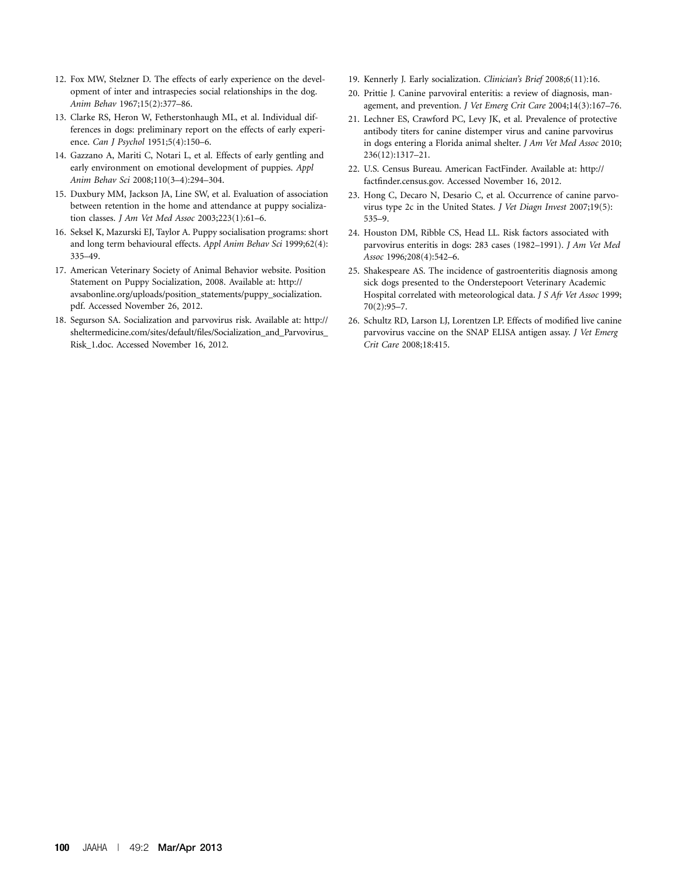12. Fox MW, Stelzner D. The effects of early experience on the development of inter and intraspecies social relationships in the dog. *Anim Behav* 1967;15(2):377–86.
13. Clarke RS, Heron W, Fetherstonhaugh ML, et al. Individual differences in dogs: preliminary report on the effects of early experience. *Can J Psychol* 1951;5(4):150–6.
14. Gazzano A, Mariti C, Notari L, et al. Effects of early gentling and early environment on emotional development of puppies. *Appl Anim Behav Sci* 2008;110(3–4):294–304.
15. Duxbury MM, Jackson JA, Line SW, et al. Evaluation of association between retention in the home and attendance at puppy socialization classes. *J Am Vet Med Assoc* 2003;223(1):61–6.
16. Seksel K, Mazurski EJ, Taylor A. Puppy socialisation programs: short and long term behavioural effects. *Appl Anim Behav Sci* 1999;62(4): 335–49.
17. American Veterinary Society of Animal Behavior website. Position Statement on Puppy Socialization, 2008. Available at: http://avsabonline.org/uploads/position_statements/puppy_socialization.pdf. Accessed November 26, 2012.
18. Segurson SA. Socialization and parvovirus risk. Available at: http://sheltermedicine.com/sites/default/files/Socialization_and_Parvovirus_Risk_1.doc. Accessed November 16, 2012.
19. Kennerly J. Early socialization. *Clinician's Brief* 2008;6(11):16.
20. Prittie J. Canine parvoviral enteritis: a review of diagnosis, management, and prevention. *J Vet Emerg Crit Care* 2004;14(3):167–76.
21. Lechner ES, Crawford PC, Levy JK, et al. Prevalence of protective antibody titers for canine distemper virus and canine parvovirus in dogs entering a Florida animal shelter. *J Am Vet Med Assoc* 2010; 236(12):1317–21.
22. U.S. Census Bureau. American FactFinder. Available at: http://factfinder.census.gov. Accessed November 16, 2012.
23. Hong C, Decaro N, Desario C, et al. Occurrence of canine parvovirus type 2c in the United States. *J Vet Diagn Invest* 2007;19(5): 535–9.
24. Houston DM, Ribble CS, Head LL. Risk factors associated with parvovirus enteritis in dogs: 283 cases (1982–1991). *J Am Vet Med Assoc* 1996;208(4):542–6.
25. Shakespeare AS. The incidence of gastroenteritis diagnosis among sick dogs presented to the Onderstepoort Veterinary Academic Hospital correlated with meteorological data. *J S Afr Vet Assoc* 1999; 70(2):95–7.
26. Schultz RD, Larson LJ, Lorentzen LP. Effects of modified live canine parvovirus vaccine on the SNAP ELISA antigen assay. *J Vet Emerg Crit Care* 2008;18:415.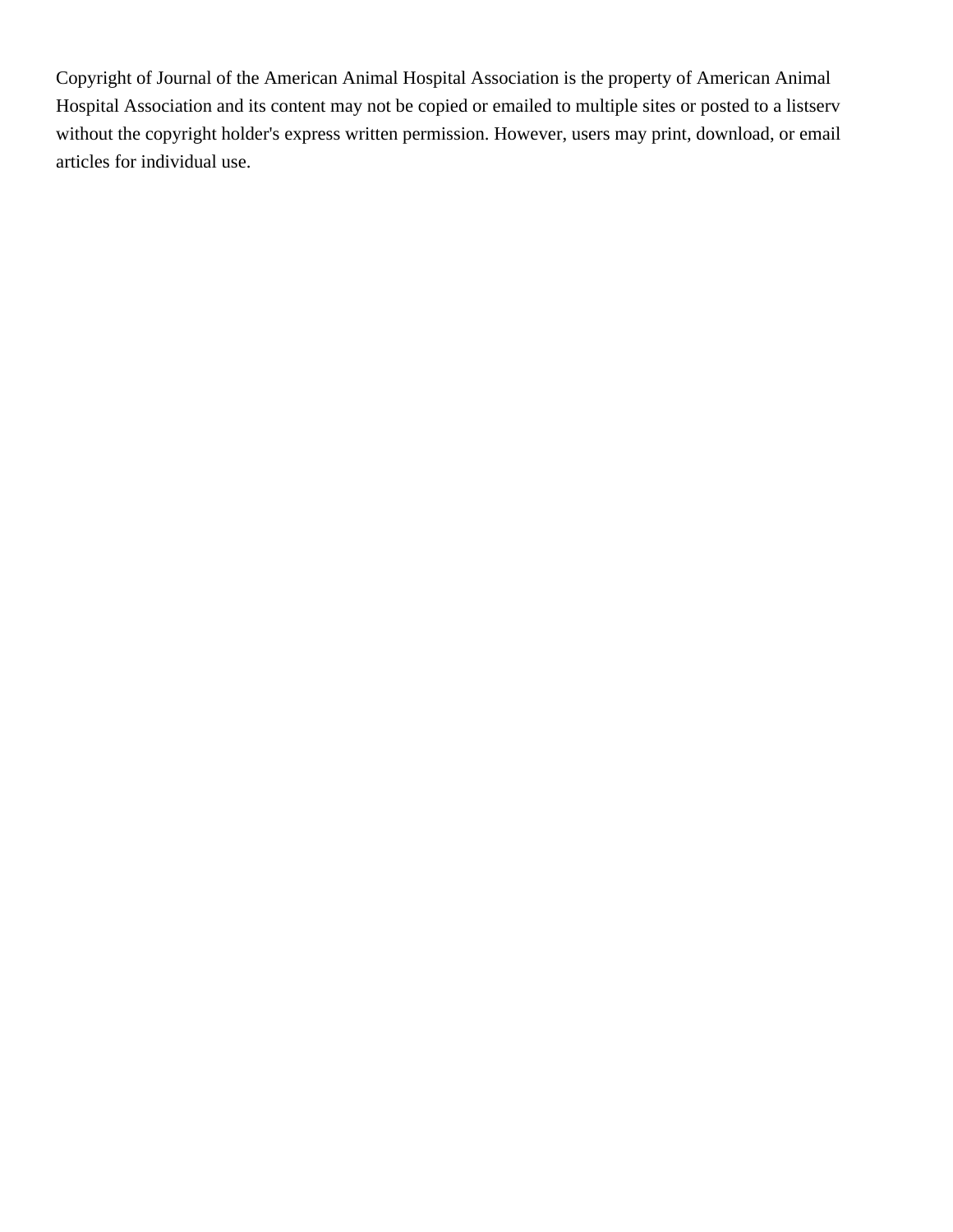Copyright of Journal of the American Animal Hospital Association is the property of American Animal Hospital Association and its content may not be copied or emailed to multiple sites or posted to a listserv without the copyright holder's express written permission. However, users may print, download, or email articles for individual use.